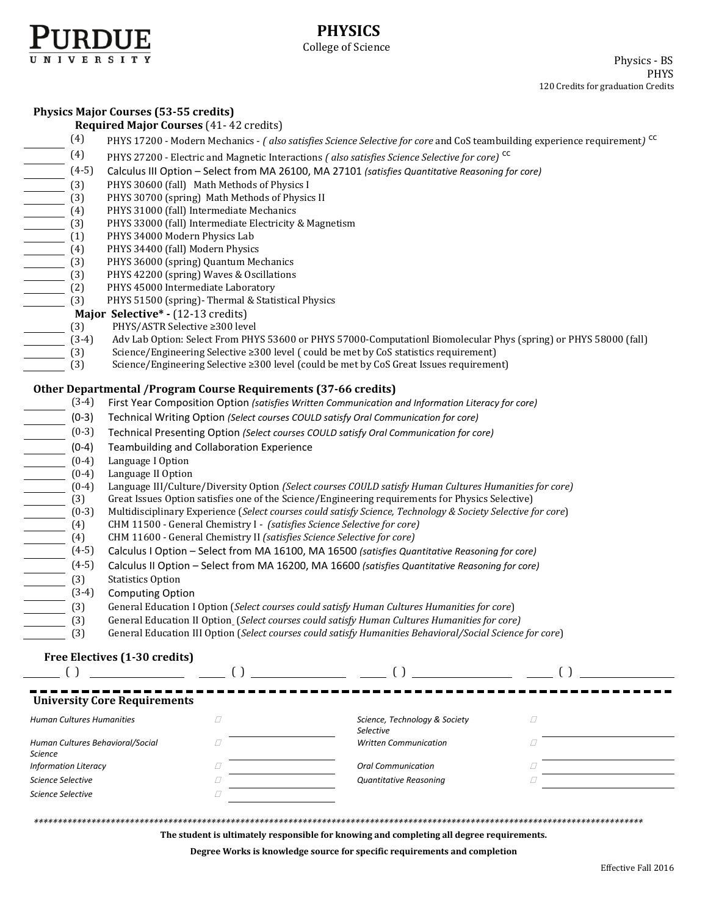PURDUE UNIVERSITY

# PHYSICS

College of Science

Physics - BS
PHYS
120 Credits for graduation Credits

## Physics Major Courses (53-55 credits)

### Required Major Courses (41- 42 credits)

- ________ (4) PHYS 17200 - Modern Mechanics - *( also satisfies Science Selective for core* and CoS teambuilding experience requirement*)* CC
- ________ (4) PHYS 27200 - Electric and Magnetic Interactions *( also satisfies Science Selective for core)* CC
- ________ (4-5) Calculus III Option – Select from MA 26100, MA 27101 *(satisfies Quantitative Reasoning for core)*
- ________ (3) PHYS 30600 (fall) Math Methods of Physics I
- ________ (3) PHYS 30700 (spring) Math Methods of Physics II
- ________ (4) PHYS 31000 (fall) Intermediate Mechanics
- ________ (3) PHYS 33000 (fall) Intermediate Electricity & Magnetism
- ________ (1) PHYS 34000 Modern Physics Lab
- ________ (4) PHYS 34400 (fall) Modern Physics
- ________ (3) PHYS 36000 (spring) Quantum Mechanics
- ________ (3) PHYS 42200 (spring) Waves & Oscillations
- ________ (2) PHYS 45000 Intermediate Laboratory
- ________ (3) PHYS 51500 (spring)- Thermal & Statistical Physics

### Major Selective* - (12-13 credits)

- ________ (3) PHYS/ASTR Selective ≥300 level
- ________ (3-4) Adv Lab Option: Select From PHYS 53600 or PHYS 57000-Computationl Biomolecular Phys (spring) or PHYS 58000 (fall)
- ________ (3) Science/Engineering Selective ≥300 level ( could be met by CoS statistics requirement)
- ________ (3) Science/Engineering Selective ≥300 level (could be met by CoS Great Issues requirement)

## Other Departmental /Program Course Requirements (37-66 credits)

- ________ (3-4) First Year Composition Option *(satisfies Written Communication and Information Literacy for core)*
- ________ (0-3) Technical Writing Option *(Select courses COULD satisfy Oral Communication for core)*
- ________ (0-3) Technical Presenting Option *(Select courses COULD satisfy Oral Communication for core)*
- ________ (0-4) Teambuilding and Collaboration Experience
- ________ (0-4) Language I Option
- ________ (0-4) Language II Option
- ________ (0-4) Language III/Culture/Diversity Option *(Select courses COULD satisfy Human Cultures Humanities for core)*
- ________ (3) Great Issues Option satisfies one of the Science/Engineering requirements for Physics Selective)
- ________ (0-3) Multidisciplinary Experience (*Select courses could satisfy Science, Technology & Society Selective for core*)
- ________ (4) CHM 11500 - General Chemistry I - *(satisfies Science Selective for core)*
- ________ (4) CHM 11600 - General Chemistry II *(satisfies Science Selective for core)*
- ________ (4-5) Calculus I Option – Select from MA 16100, MA 16500 *(satisfies Quantitative Reasoning for core)*
- ________ (4-5) Calculus II Option – Select from MA 16200, MA 16600 *(satisfies Quantitative Reasoning for core)*
- ________ (3) Statistics Option
- ________ (3-4) Computing Option
- ________ (3) General Education I Option (*Select courses could satisfy Human Cultures Humanities for core*)
- ________ (3) General Education II Option (*Select courses could satisfy Human Cultures Humanities for core)*
- ________ (3) General Education III Option (*Select courses could satisfy Humanities Behavioral/Social Science for core*)

## Free Electives (1-30 credits)

________ ( ) ________________ ________ ( ) ________________ ________ ( ) ________________ ________ ( ) ________________

## University Core Requirements

| | | | | | |
|---|---|---|---|---|---|
| *Human Cultures Humanities* | ☐ | ________ | *Science, Technology & Society Selective* | ☐ | ________ |
| *Human Cultures Behavioral/Social Science* | ☐ | ________ | *Written Communication* | ☐ | ________ |
| *Information Literacy* | ☐ | ________ | *Oral Communication* | ☐ | ________ |
| *Science Selective* | ☐ | ________ | *Quantitative Reasoning* | ☐ | ________ |
| *Science Selective* | ☐ | ________ | | | |

*************************************************************************************************************************

**The student is ultimately responsible for knowing and completing all degree requirements.**

**Degree Works is knowledge source for specific requirements and completion**

Effective Fall 2016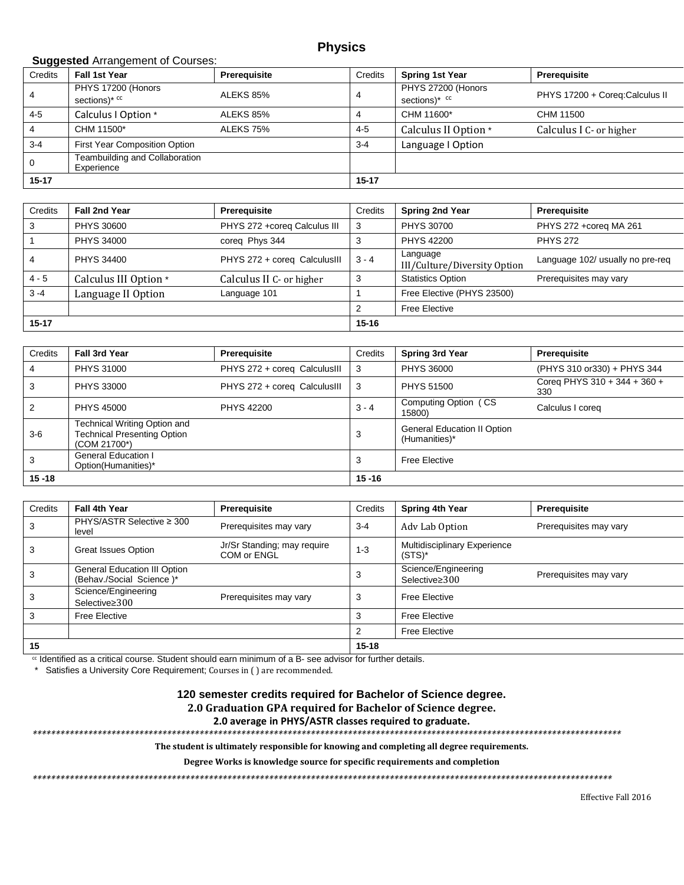# Physics

**Suggested** Arrangement of Courses:

| Credits | Fall 1st Year | Prerequisite | Credits | Spring 1st Year | Prerequisite |
|---|---|---|---|---|---|
| 4 | PHYS 17200 (Honors sections)* cc | ALEKS 85% | 4 | PHYS 27200 (Honors sections)* cc | PHYS 17200 + Coreq:Calculus II |
| 4-5 | Calculus I Option * | ALEKS 85% | 4 | CHM 11600* | CHM 11500 |
| 4 | CHM 11500* | ALEKS 75% | 4-5 | Calculus II Option * | Calculus I C- or higher |
| 3-4 | First Year Composition Option | | 3-4 | Language I Option | |
| 0 | Teambuilding and Collaboration Experience | | | | |
| **15-17** | | | **15-17** | | |

| Credits | Fall 2nd Year | Prerequisite | Credits | Spring 2nd Year | Prerequisite |
|---|---|---|---|---|---|
| 3 | PHYS 30600 | PHYS 272 +coreq Calculus III | 3 | PHYS 30700 | PHYS 272 +coreq MA 261 |
| 1 | PHYS 34000 | coreq Phys 344 | 3 | PHYS 42200 | PHYS 272 |
| 4 | PHYS 34400 | PHYS 272 + coreq CalculusIII | 3 - 4 | Language III/Culture/Diversity Option | Language 102/ usually no pre-req |
| 4 - 5 | Calculus III Option * | Calculus II C- or higher | 3 | Statistics Option | Prerequisites may vary |
| 3 -4 | Language II Option | Language 101 | 1 | Free Elective (PHYS 23500) | |
| | | | 2 | Free Elective | |
| **15-17** | | | **15-16** | | |

| Credits | Fall 3rd Year | Prerequisite | Credits | Spring 3rd Year | Prerequisite |
|---|---|---|---|---|---|
| 4 | PHYS 31000 | PHYS 272 + coreq CalculusIII | 3 | PHYS 36000 | (PHYS 310 or330) + PHYS 344 |
| 3 | PHYS 33000 | PHYS 272 + coreq CalculusIII | 3 | PHYS 51500 | Coreq PHYS 310 + 344 + 360 + 330 |
| 2 | PHYS 45000 | PHYS 42200 | 3 - 4 | Computing Option ( CS 15800) | Calculus I coreq |
| 3-6 | Technical Writing Option and Technical Presenting Option (COM 21700*) | | 3 | General Education II Option (Humanities)* | |
| 3 | General Education I Option(Humanities)* | | 3 | Free Elective | |
| **15 -18** | | | **15 -16** | | |

| Credits | Fall 4th Year | Prerequisite | Credits | Spring 4th Year | Prerequisite |
|---|---|---|---|---|---|
| 3 | PHYS/ASTR Selective ≥ 300 level | Prerequisites may vary | 3-4 | Adv Lab Option | Prerequisites may vary |
| 3 | Great Issues Option | Jr/Sr Standing; may require COM or ENGL | 1-3 | Multidisciplinary Experience (STS)* | |
| 3 | General Education III Option (Behav./Social Science )* | | 3 | Science/Engineering Selective≥300 | Prerequisites may vary |
| 3 | Science/Engineering Selective≥300 | Prerequisites may vary | 3 | Free Elective | |
| 3 | Free Elective | | 3 | Free Elective | |
| | | | 2 | Free Elective | |
| **15** | | | **15-18** | | |

cc Identified as a critical course. Student should earn minimum of a B- see advisor for further details.

\* Satisfies a University Core Requirement; Courses in ( ) are recommended.

**120 semester credits required for Bachelor of Science degree.**

**2.0 Graduation GPA required for Bachelor of Science degree.**

**2.0 average in PHYS/ASTR classes required to graduate.**

***********************************************************************************************************************************

**The student is ultimately responsible for knowing and completing all degree requirements.**

**Degree Works is knowledge source for specific requirements and completion**

***********************************************************************************************************************************

Effective Fall 2016